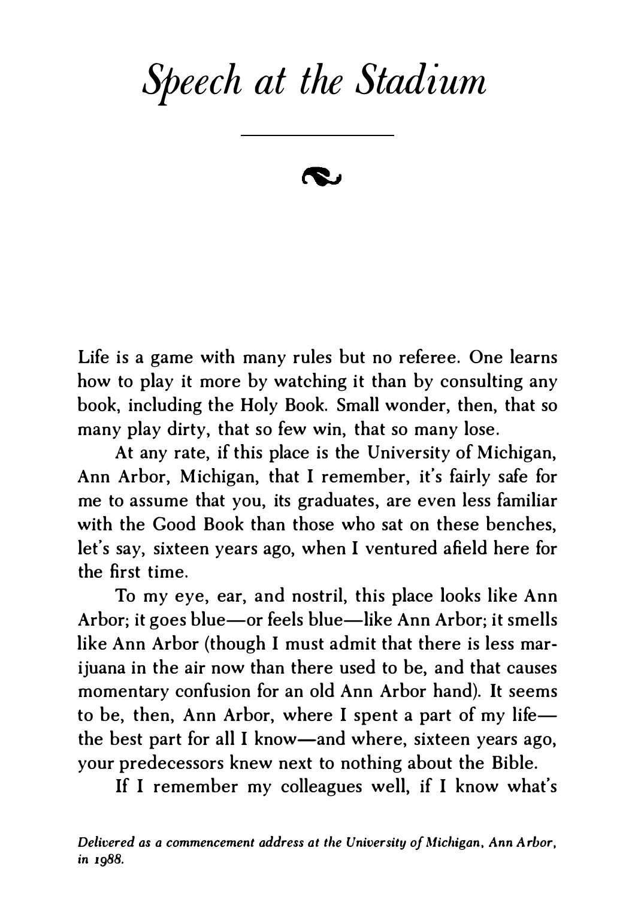# *Speech at the Stadium*

Life is a game with many rules but no referee. One learns how to play it more by watching it than by consulting any book, including the Holy Book. Small wonder, then, that so many play dirty, that so few win, that so many lose.

At any rate, if this place is the University of Michigan, Ann Arbor, Michigan, that I remember, it's fairly safe for me to assume that you, its graduates, are even less familiar with the Good Book than those who sat on these benches, let's say, sixteen years ago, when I ventured afield here for the first time.

To my eye, ear, and nostril, this place looks like Ann Arbor; it goes blue—or feels blue—like Ann Arbor; it smells like Ann Arbor (though I must admit that there is less marijuana in the air now than there used to be, and that causes momentary confusion for an old Ann Arbor hand). It seems to be, then, Ann Arbor, where I spent a part of my life—the best part for all I know—and where, sixteen years ago, your predecessors knew next to nothing about the Bible.

If I remember my colleagues well, if I know what's

*Delivered as a commencement address at the University of Michigan, Ann Arbor, in 1988.*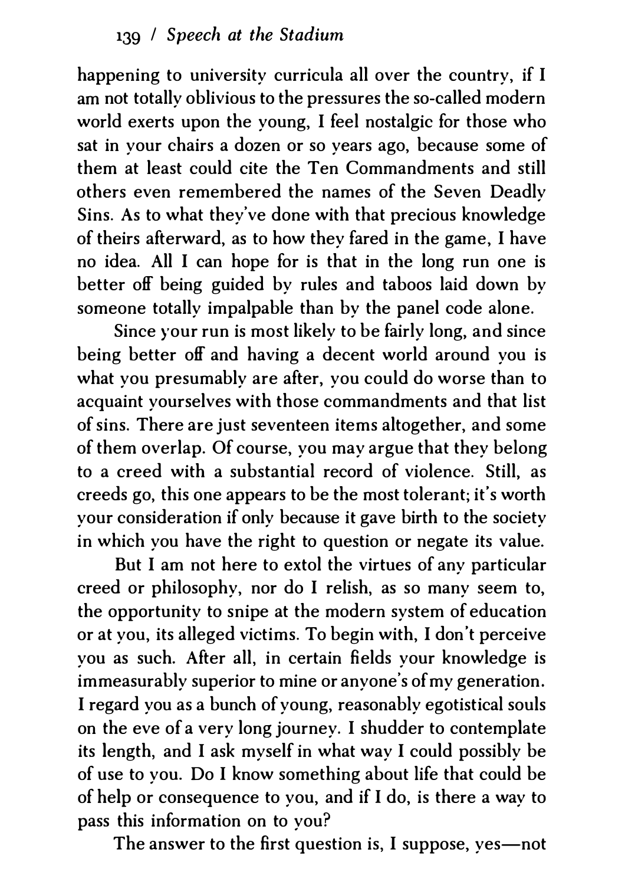happening to university curricula all over the country, if I am not totally oblivious to the pressures the so-called modern world exerts upon the young, I feel nostalgic for those who sat in your chairs a dozen or so years ago, because some of them at least could cite the Ten Commandments and still others even remembered the names of the Seven Deadly Sins. As to what they've done with that precious knowledge of theirs afterward, as to how they fared in the game, I have no idea. All I can hope for is that in the long run one is better off being guided by rules and taboos laid down by someone totally impalpable than by the panel code alone.

Since your run is most likely to be fairly long, and since being better off and having a decent world around you is what you presumably are after, you could do worse than to acquaint yourselves with those commandments and that list of sins. There are just seventeen items altogether, and some of them overlap. Of course, you may argue that they belong to a creed with a substantial record of violence. Still, as creeds go, this one appears to be the most tolerant; it's worth your consideration if only because it gave birth to the society in which you have the right to question or negate its value.

But I am not here to extol the virtues of any particular creed or philosophy, nor do I relish, as so many seem to, the opportunity to snipe at the modern system of education or at you, its alleged victims. To begin with, I don't perceive you as such. After all, in certain fields your knowledge is immeasurably superior to mine or anyone's of my generation. I regard you as a bunch of young, reasonably egotistical souls on the eve of a very long journey. I shudder to contemplate its length, and I ask myself in what way I could possibly be of use to you. Do I know something about life that could be of help or consequence to you, and if I do, is there a way to pass this information on to you?

The answer to the first question is, I suppose, yes—not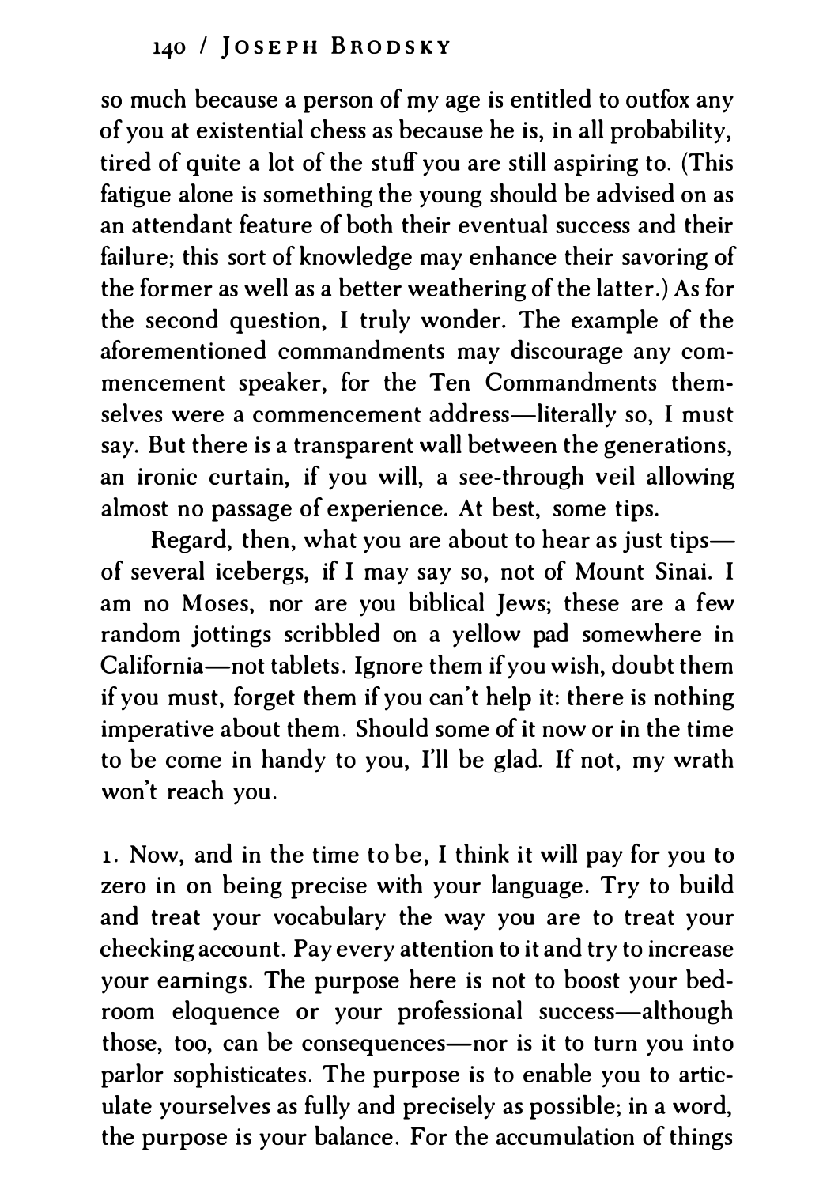so much because a person of my age is entitled to outfox any of you at existential chess as because he is, in all probability, tired of quite a lot of the stuff you are still aspiring to. (This fatigue alone is something the young should be advised on as an attendant feature of both their eventual success and their failure; this sort of knowledge may enhance their savoring of the former as well as a better weathering of the latter.) As for the second question, I truly wonder. The example of the aforementioned commandments may discourage any commencement speaker, for the Ten Commandments themselves were a commencement address—literally so, I must say. But there is a transparent wall between the generations, an ironic curtain, if you will, a see-through veil allowing almost no passage of experience. At best, some tips.

Regard, then, what you are about to hear as just tips—of several icebergs, if I may say so, not of Mount Sinai. I am no Moses, nor are you biblical Jews; these are a few random jottings scribbled on a yellow pad somewhere in California—not tablets. Ignore them if you wish, doubt them if you must, forget them if you can't help it: there is nothing imperative about them. Should some of it now or in the time to be come in handy to you, I'll be glad. If not, my wrath won't reach you.

1. Now, and in the time to be, I think it will pay for you to zero in on being precise with your language. Try to build and treat your vocabulary the way you are to treat your checking account. Pay every attention to it and try to increase your earnings. The purpose here is not to boost your bedroom eloquence or your professional success—although those, too, can be consequences—nor is it to turn you into parlor sophisticates. The purpose is to enable you to articulate yourselves as fully and precisely as possible; in a word, the purpose is your balance. For the accumulation of things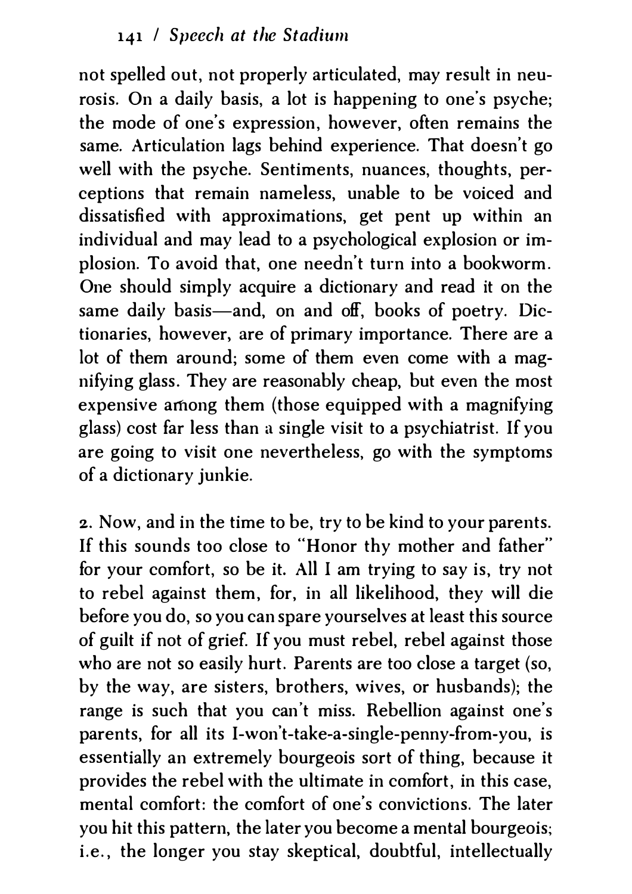not spelled out, not properly articulated, may result in neurosis. On a daily basis, a lot is happening to one's psyche; the mode of one's expression, however, often remains the same. Articulation lags behind experience. That doesn't go well with the psyche. Sentiments, nuances, thoughts, perceptions that remain nameless, unable to be voiced and dissatisfied with approximations, get pent up within an individual and may lead to a psychological explosion or implosion. To avoid that, one needn't turn into a bookworm. One should simply acquire a dictionary and read it on the same daily basis—and, on and off, books of poetry. Dictionaries, however, are of primary importance. There are a lot of them around; some of them even come with a magnifying glass. They are reasonably cheap, but even the most expensive among them (those equipped with a magnifying glass) cost far less than a single visit to a psychiatrist. If you are going to visit one nevertheless, go with the symptoms of a dictionary junkie.

2. Now, and in the time to be, try to be kind to your parents. If this sounds too close to "Honor thy mother and father" for your comfort, so be it. All I am trying to say is, try not to rebel against them, for, in all likelihood, they will die before you do, so you can spare yourselves at least this source of guilt if not of grief. If you must rebel, rebel against those who are not so easily hurt. Parents are too close a target (so, by the way, are sisters, brothers, wives, or husbands); the range is such that you can't miss. Rebellion against one's parents, for all its I-won't-take-a-single-penny-from-you, is essentially an extremely bourgeois sort of thing, because it provides the rebel with the ultimate in comfort, in this case, mental comfort: the comfort of one's convictions. The later you hit this pattern, the later you become a mental bourgeois; i.e., the longer you stay skeptical, doubtful, intellectually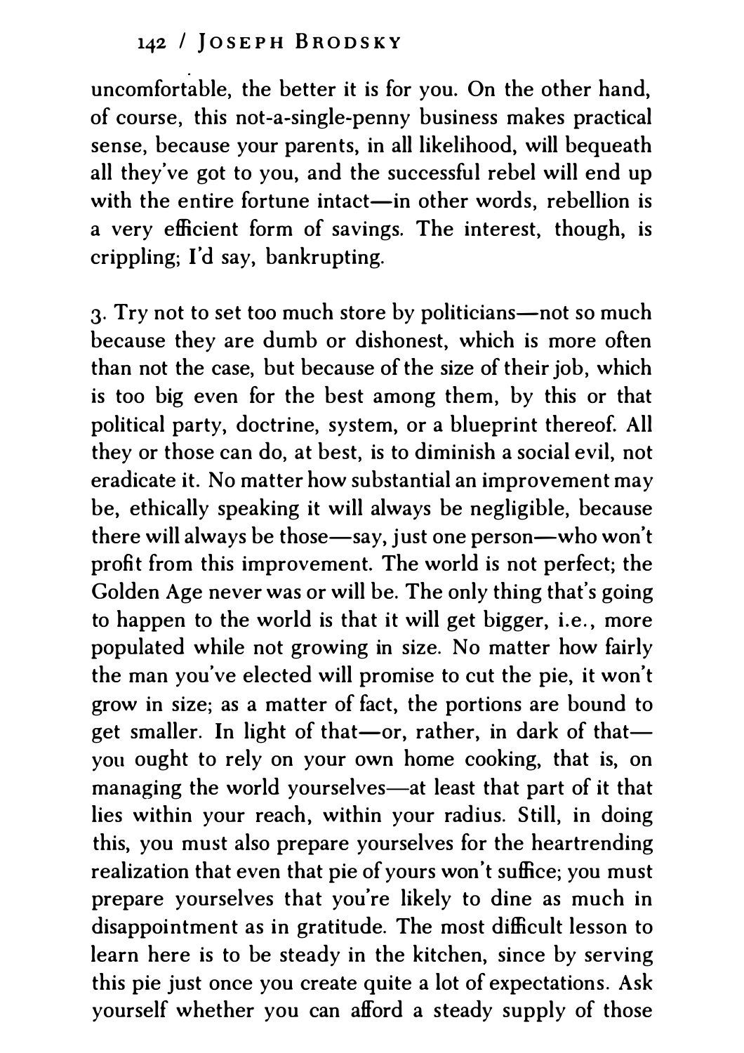uncomfortable, the better it is for you. On the other hand, of course, this not-a-single-penny business makes practical sense, because your parents, in all likelihood, will bequeath all they've got to you, and the successful rebel will end up with the entire fortune intact—in other words, rebellion is a very efficient form of savings. The interest, though, is crippling; I'd say, bankrupting.

3. Try not to set too much store by politicians—not so much because they are dumb or dishonest, which is more often than not the case, but because of the size of their job, which is too big even for the best among them, by this or that political party, doctrine, system, or a blueprint thereof. All they or those can do, at best, is to diminish a social evil, not eradicate it. No matter how substantial an improvement may be, ethically speaking it will always be negligible, because there will always be those—say, just one person—who won't profit from this improvement. The world is not perfect; the Golden Age never was or will be. The only thing that's going to happen to the world is that it will get bigger, i.e., more populated while not growing in size. No matter how fairly the man you've elected will promise to cut the pie, it won't grow in size; as a matter of fact, the portions are bound to get smaller. In light of that—or, rather, in dark of that—you ought to rely on your own home cooking, that is, on managing the world yourselves—at least that part of it that lies within your reach, within your radius. Still, in doing this, you must also prepare yourselves for the heartrending realization that even that pie of yours won't suffice; you must prepare yourselves that you're likely to dine as much in disappointment as in gratitude. The most difficult lesson to learn here is to be steady in the kitchen, since by serving this pie just once you create quite a lot of expectations. Ask yourself whether you can afford a steady supply of those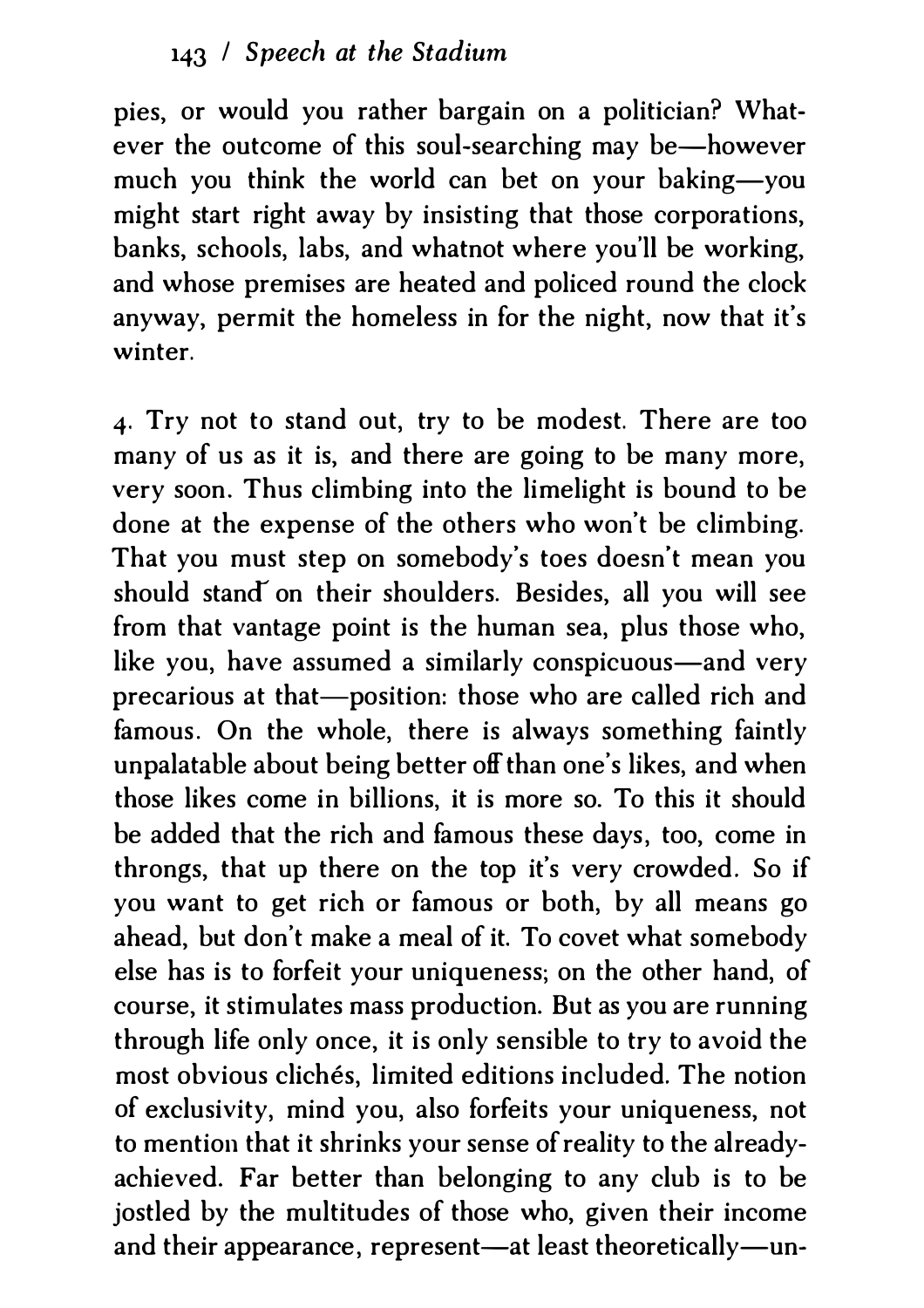pies, or would you rather bargain on a politician? Whatever the outcome of this soul-searching may be—however much you think the world can bet on your baking—you might start right away by insisting that those corporations, banks, schools, labs, and whatnot where you'll be working, and whose premises are heated and policed round the clock anyway, permit the homeless in for the night, now that it's winter.

4. Try not to stand out, try to be modest. There are too many of us as it is, and there are going to be many more, very soon. Thus climbing into the limelight is bound to be done at the expense of the others who won't be climbing. That you must step on somebody's toes doesn't mean you should stand on their shoulders. Besides, all you will see from that vantage point is the human sea, plus those who, like you, have assumed a similarly conspicuous—and very precarious at that—position: those who are called rich and famous. On the whole, there is always something faintly unpalatable about being better off than one's likes, and when those likes come in billions, it is more so. To this it should be added that the rich and famous these days, too, come in throngs, that up there on the top it's very crowded. So if you want to get rich or famous or both, by all means go ahead, but don't make a meal of it. To covet what somebody else has is to forfeit your uniqueness; on the other hand, of course, it stimulates mass production. But as you are running through life only once, it is only sensible to try to avoid the most obvious clichés, limited editions included. The notion of exclusivity, mind you, also forfeits your uniqueness, not to mention that it shrinks your sense of reality to the already-achieved. Far better than belonging to any club is to be jostled by the multitudes of those who, given their income and their appearance, represent—at least theoretically—un-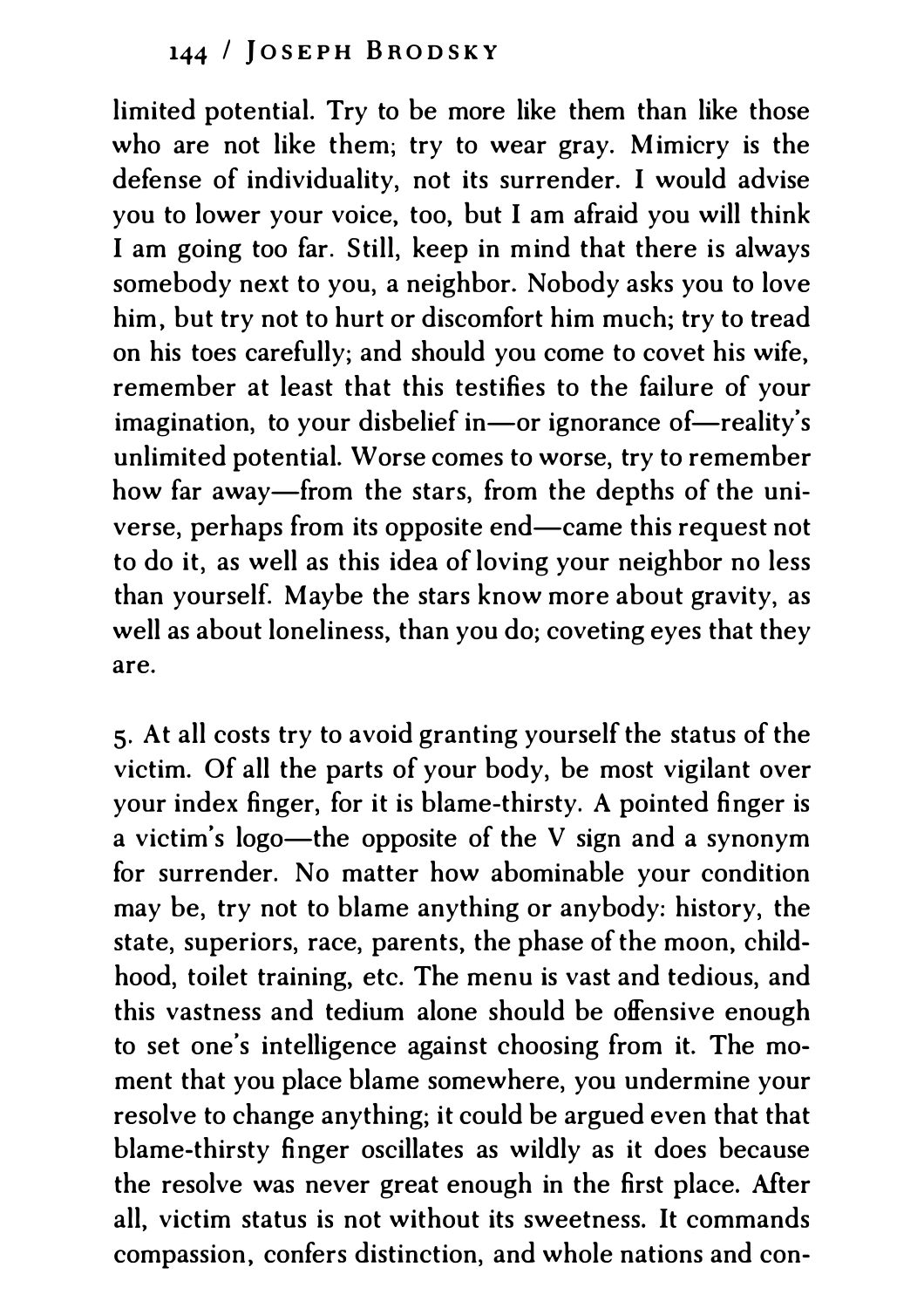limited potential. Try to be more like them than like those who are not like them; try to wear gray. Mimicry is the defense of individuality, not its surrender. I would advise you to lower your voice, too, but I am afraid you will think I am going too far. Still, keep in mind that there is always somebody next to you, a neighbor. Nobody asks you to love him, but try not to hurt or discomfort him much; try to tread on his toes carefully; and should you come to covet his wife, remember at least that this testifies to the failure of your imagination, to your disbelief in—or ignorance of—reality's unlimited potential. Worse comes to worse, try to remember how far away—from the stars, from the depths of the universe, perhaps from its opposite end—came this request not to do it, as well as this idea of loving your neighbor no less than yourself. Maybe the stars know more about gravity, as well as about loneliness, than you do; coveting eyes that they are.

5. At all costs try to avoid granting yourself the status of the victim. Of all the parts of your body, be most vigilant over your index finger, for it is blame-thirsty. A pointed finger is a victim's logo—the opposite of the V sign and a synonym for surrender. No matter how abominable your condition may be, try not to blame anything or anybody: history, the state, superiors, race, parents, the phase of the moon, childhood, toilet training, etc. The menu is vast and tedious, and this vastness and tedium alone should be offensive enough to set one's intelligence against choosing from it. The moment that you place blame somewhere, you undermine your resolve to change anything; it could be argued even that that blame-thirsty finger oscillates as wildly as it does because the resolve was never great enough in the first place. After all, victim status is not without its sweetness. It commands compassion, confers distinction, and whole nations and con-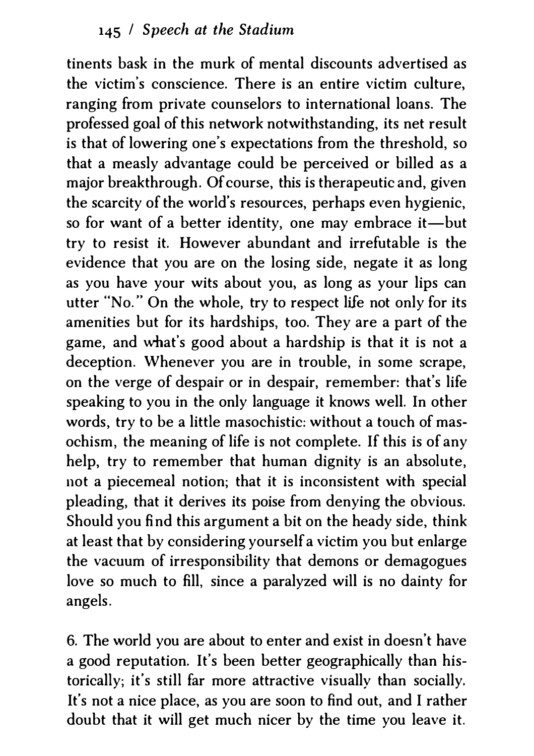tinents bask in the murk of mental discounts advertised as the victim's conscience. There is an entire victim culture, ranging from private counselors to international loans. The professed goal of this network notwithstanding, its net result is that of lowering one's expectations from the threshold, so that a measly advantage could be perceived or billed as a major breakthrough. Of course, this is therapeutic and, given the scarcity of the world's resources, perhaps even hygienic, so for want of a better identity, one may embrace it—but try to resist it. However abundant and irrefutable is the evidence that you are on the losing side, negate it as long as you have your wits about you, as long as your lips can utter "No." On the whole, try to respect life not only for its amenities but for its hardships, too. They are a part of the game, and what's good about a hardship is that it is not a deception. Whenever you are in trouble, in some scrape, on the verge of despair or in despair, remember: that's life speaking to you in the only language it knows well. In other words, try to be a little masochistic: without a touch of masochism, the meaning of life is not complete. If this is of any help, try to remember that human dignity is an absolute, not a piecemeal notion; that it is inconsistent with special pleading, that it derives its poise from denying the obvious. Should you find this argument a bit on the heady side, think at least that by considering yourself a victim you but enlarge the vacuum of irresponsibility that demons or demagogues love so much to fill, since a paralyzed will is no dainty for angels.

6. The world you are about to enter and exist in doesn't have a good reputation. It's been better geographically than historically; it's still far more attractive visually than socially. It's not a nice place, as you are soon to find out, and I rather doubt that it will get much nicer by the time you leave it.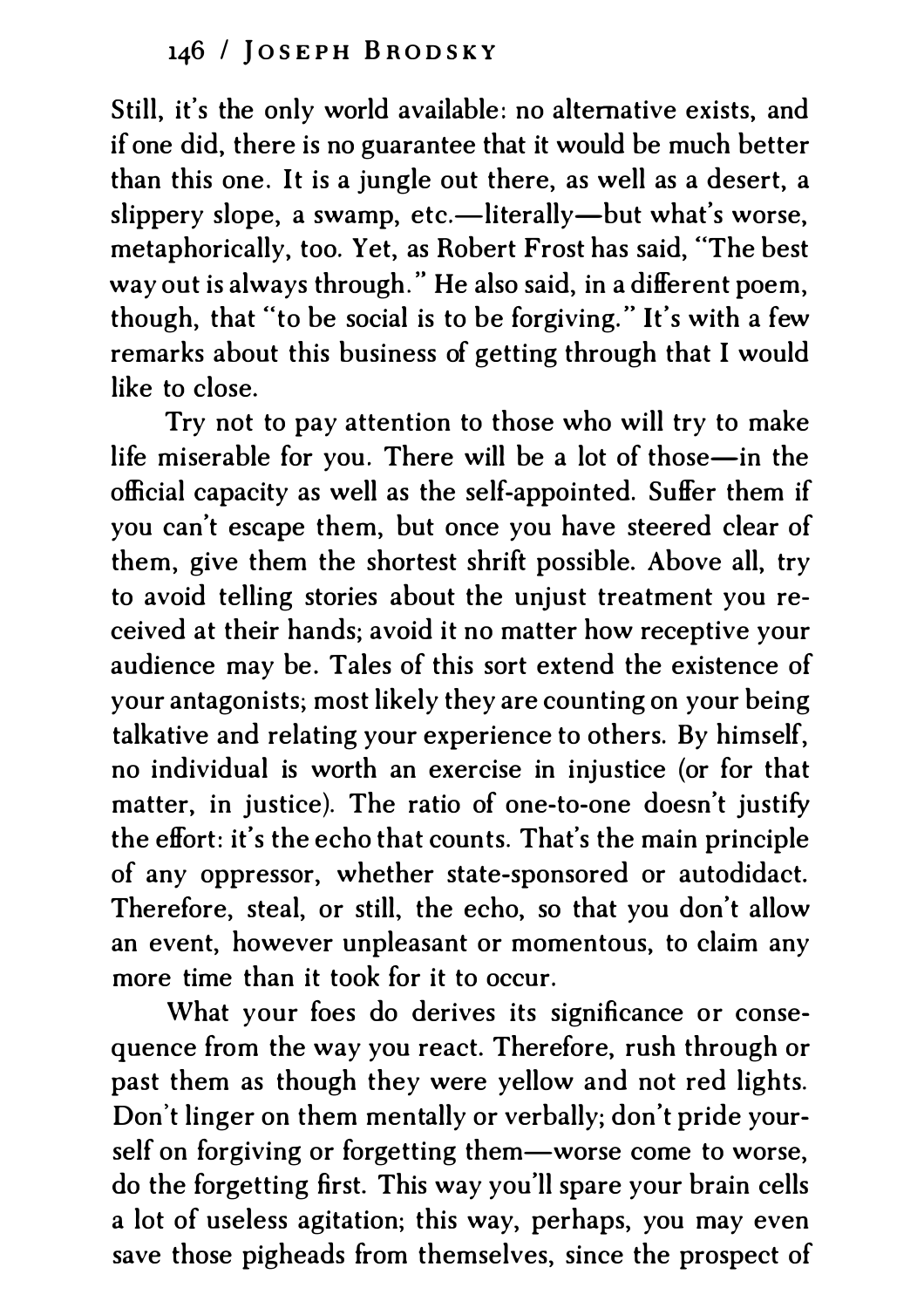Still, it's the only world available: no alternative exists, and if one did, there is no guarantee that it would be much better than this one. It is a jungle out there, as well as a desert, a slippery slope, a swamp, etc.—literally—but what's worse, metaphorically, too. Yet, as Robert Frost has said, "The best way out is always through." He also said, in a different poem, though, that "to be social is to be forgiving." It's with a few remarks about this business of getting through that I would like to close.

Try not to pay attention to those who will try to make life miserable for you. There will be a lot of those—in the official capacity as well as the self-appointed. Suffer them if you can't escape them, but once you have steered clear of them, give them the shortest shrift possible. Above all, try to avoid telling stories about the unjust treatment you received at their hands; avoid it no matter how receptive your audience may be. Tales of this sort extend the existence of your antagonists; most likely they are counting on your being talkative and relating your experience to others. By himself, no individual is worth an exercise in injustice (or for that matter, in justice). The ratio of one-to-one doesn't justify the effort: it's the echo that counts. That's the main principle of any oppressor, whether state-sponsored or autodidact. Therefore, steal, or still, the echo, so that you don't allow an event, however unpleasant or momentous, to claim any more time than it took for it to occur.

What your foes do derives its significance or consequence from the way you react. Therefore, rush through or past them as though they were yellow and not red lights. Don't linger on them mentally or verbally; don't pride yourself on forgiving or forgetting them—worse come to worse, do the forgetting first. This way you'll spare your brain cells a lot of useless agitation; this way, perhaps, you may even save those pigheads from themselves, since the prospect of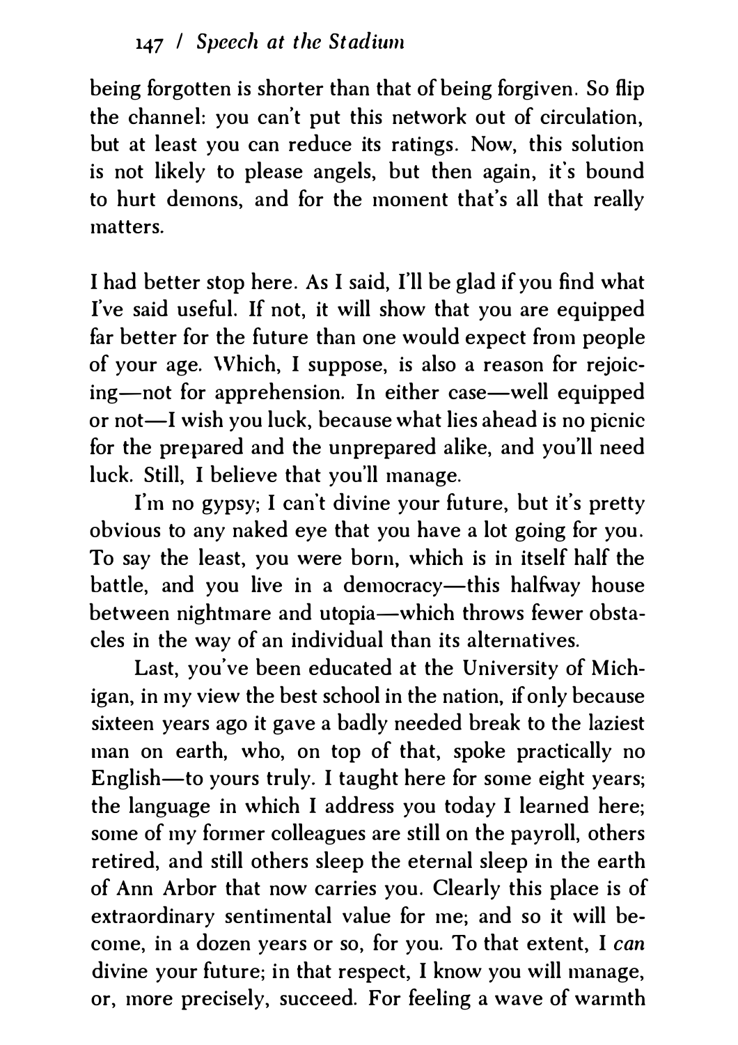being forgotten is shorter than that of being forgiven. So flip the channel: you can't put this network out of circulation, but at least you can reduce its ratings. Now, this solution is not likely to please angels, but then again, it's bound to hurt demons, and for the moment that's all that really matters.

I had better stop here. As I said, I'll be glad if you find what I've said useful. If not, it will show that you are equipped far better for the future than one would expect from people of your age. Which, I suppose, is also a reason for rejoicing—not for apprehension. In either case—well equipped or not—I wish you luck, because what lies ahead is no picnic for the prepared and the unprepared alike, and you'll need luck. Still, I believe that you'll manage.

I'm no gypsy; I can't divine your future, but it's pretty obvious to any naked eye that you have a lot going for you. To say the least, you were born, which is in itself half the battle, and you live in a democracy—this halfway house between nightmare and utopia—which throws fewer obstacles in the way of an individual than its alternatives.

Last, you've been educated at the University of Michigan, in my view the best school in the nation, if only because sixteen years ago it gave a badly needed break to the laziest man on earth, who, on top of that, spoke practically no English—to yours truly. I taught here for some eight years; the language in which I address you today I learned here; some of my former colleagues are still on the payroll, others retired, and still others sleep the eternal sleep in the earth of Ann Arbor that now carries you. Clearly this place is of extraordinary sentimental value for me; and so it will become, in a dozen years or so, for you. To that extent, I *can* divine your future; in that respect, I know you will manage, or, more precisely, succeed. For feeling a wave of warmth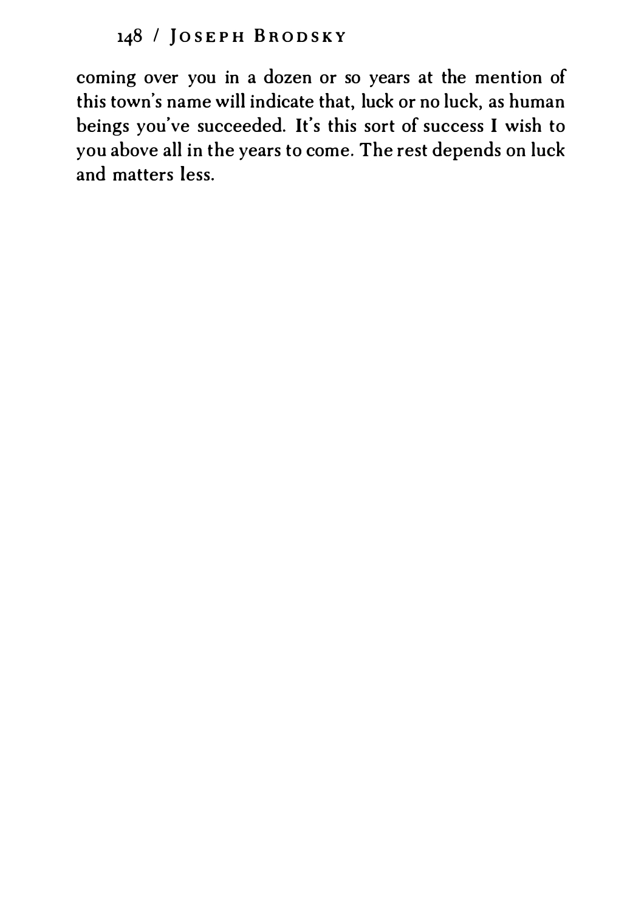coming over you in a dozen or so years at the mention of this town's name will indicate that, luck or no luck, as human beings you've succeeded. It's this sort of success I wish to you above all in the years to come. The rest depends on luck and matters less.